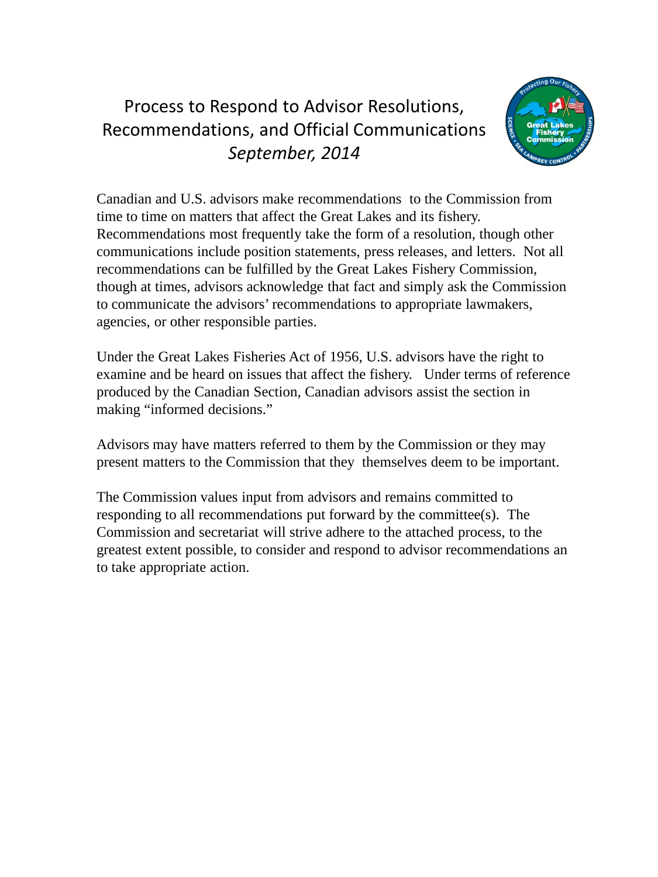# Process to Respond to Advisor Resolutions, Recommendations, and Official Communications

*September, 2014*

Canadian and U.S. advisors make recommendations to the Commission from time to time on matters that affect the Great Lakes and its fishery. Recommendations most frequently take the form of a resolution, though other communications include position statements, press releases, and letters. Not all recommendations can be fulfilled by the Great Lakes Fishery Commission, though at times, advisors acknowledge that fact and simply ask the Commission to communicate the advisors' recommendations to appropriate lawmakers, agencies, or other responsible parties.

Under the Great Lakes Fisheries Act of 1956, U.S. advisors have the right to examine and be heard on issues that affect the fishery. Under terms of reference produced by the Canadian Section, Canadian advisors assist the section in making "informed decisions."

Advisors may have matters referred to them by the Commission or they may present matters to the Commission that they themselves deem to be important.

The Commission values input from advisors and remains committed to responding to all recommendations put forward by the committee(s). The Commission and secretariat will strive adhere to the attached process, to the greatest extent possible, to consider and respond to advisor recommendations an to take appropriate action.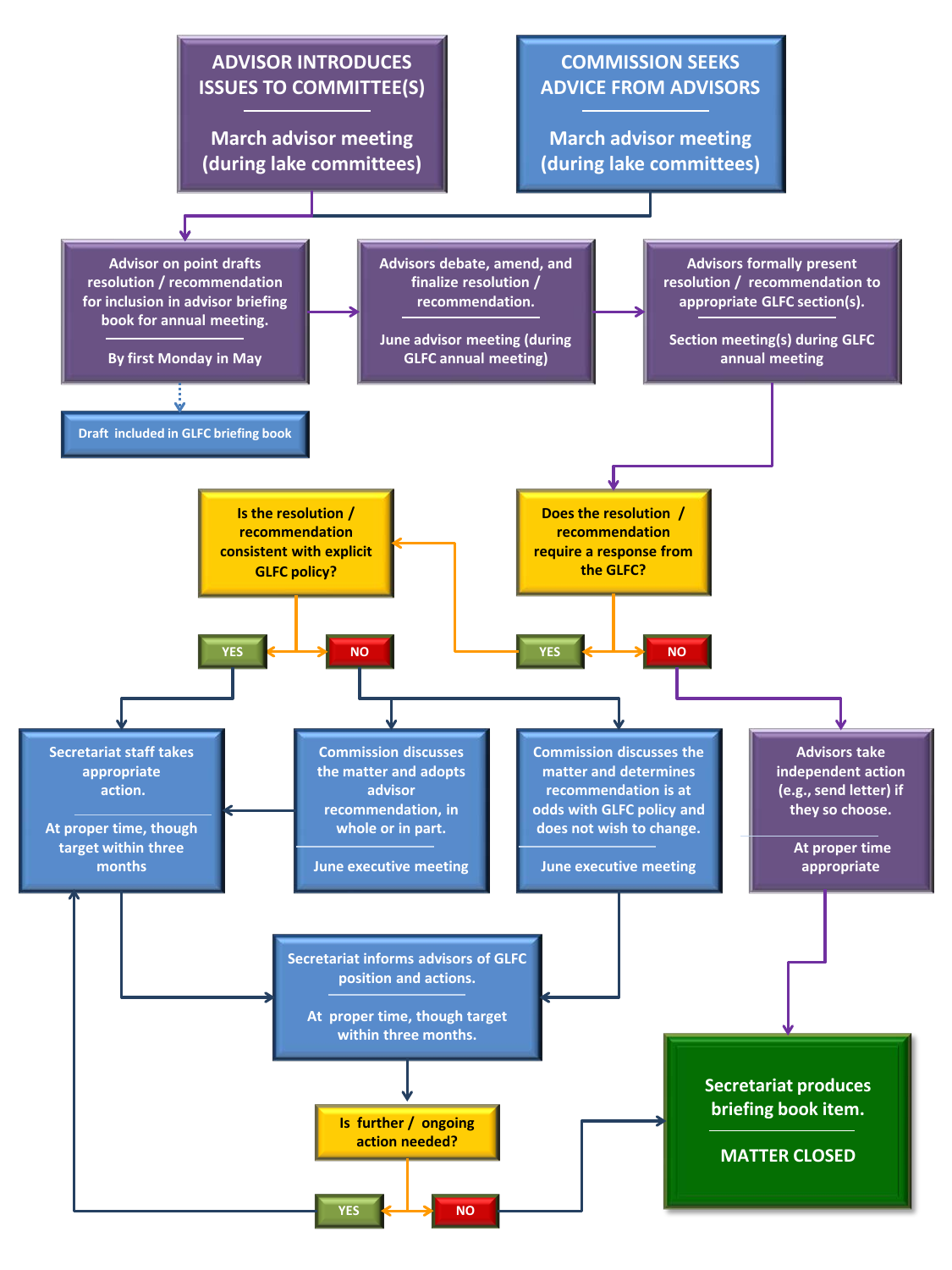**ADVISOR INTRODUCES ISSUES TO COMMITTEE(S)**

March advisor meeting (during lake committees)

**COMMISSION SEEKS ADVICE FROM ADVISORS**

March advisor meeting (during lake committees)

Advisor on point drafts resolution / recommendation for inclusion in advisor briefing book for annual meeting.

By first Monday in May

Draft included in GLFC briefing book

Advisors debate, amend, and finalize resolution / recommendation.

June advisor meeting (during GLFC annual meeting)

Advisors formally present resolution / recommendation to appropriate GLFC section(s).

Section meeting(s) during GLFC annual meeting

Does the resolution / recommendation require a response from the GLFC?

YES

NO

Is the resolution / recommendation consistent with explicit GLFC policy?

YES

NO

Secretariat staff takes appropriate action.

At proper time, though target within three months

Commission discusses the matter and adopts advisor recommendation, in whole or in part.

June executive meeting

Commission discusses the matter and determines recommendation is at odds with GLFC policy and does not wish to change.

June executive meeting

Advisors take independent action (e.g., send letter) if they so choose.

At proper time appropriate

Secretariat informs advisors of GLFC position and actions.

At proper time, though target within three months.

Is further / ongoing action needed?

YES

NO

Secretariat produces briefing book item.

MATTER CLOSED